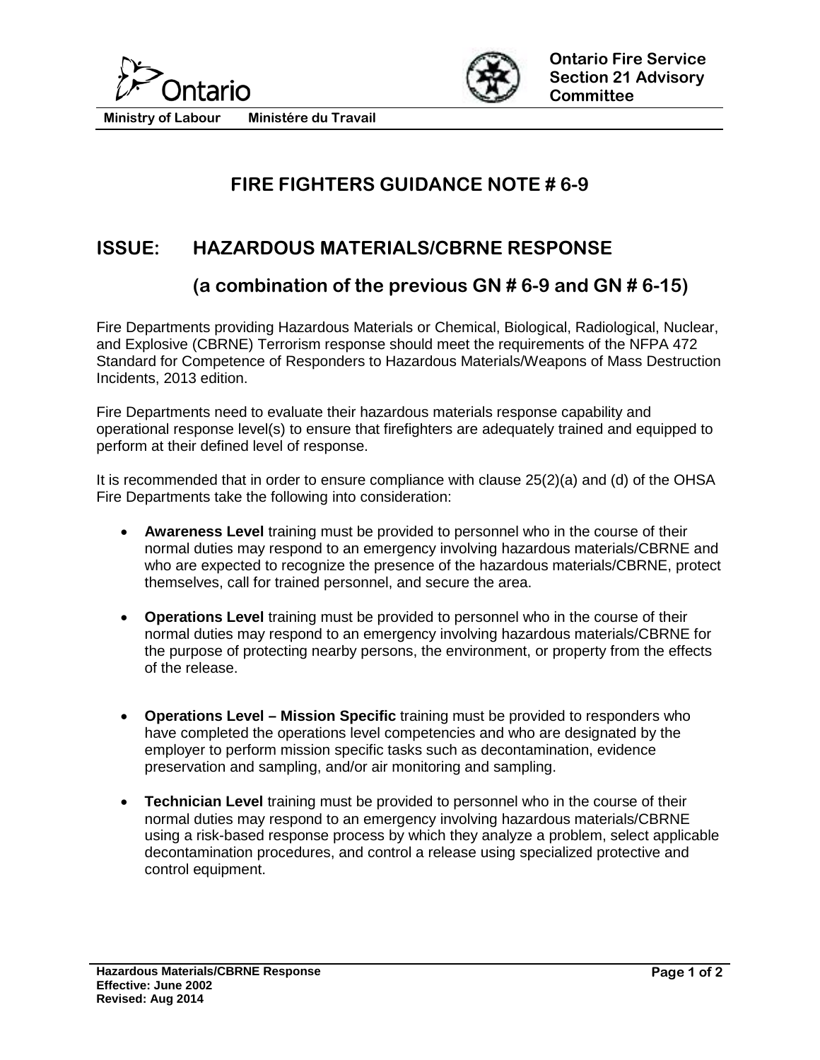Ontario

Ministry of Labour    Ministére du Travail

**Ontario Fire Service Section 21 Advisory Committee**

# FIRE FIGHTERS GUIDANCE NOTE # 6-9

## ISSUE: HAZARDOUS MATERIALS/CBRNE RESPONSE

## (a combination of the previous GN # 6-9 and GN # 6-15)

Fire Departments providing Hazardous Materials or Chemical, Biological, Radiological, Nuclear, and Explosive (CBRNE) Terrorism response should meet the requirements of the NFPA 472 Standard for Competence of Responders to Hazardous Materials/Weapons of Mass Destruction Incidents, 2013 edition.

Fire Departments need to evaluate their hazardous materials response capability and operational response level(s) to ensure that firefighters are adequately trained and equipped to perform at their defined level of response.

It is recommended that in order to ensure compliance with clause 25(2)(a) and (d) of the OHSA Fire Departments take the following into consideration:

- **Awareness Level** training must be provided to personnel who in the course of their normal duties may respond to an emergency involving hazardous materials/CBRNE and who are expected to recognize the presence of the hazardous materials/CBRNE, protect themselves, call for trained personnel, and secure the area.

- **Operations Level** training must be provided to personnel who in the course of their normal duties may respond to an emergency involving hazardous materials/CBRNE for the purpose of protecting nearby persons, the environment, or property from the effects of the release.

- **Operations Level – Mission Specific** training must be provided to responders who have completed the operations level competencies and who are designated by the employer to perform mission specific tasks such as decontamination, evidence preservation and sampling, and/or air monitoring and sampling.

- **Technician Level** training must be provided to personnel who in the course of their normal duties may respond to an emergency involving hazardous materials/CBRNE using a risk-based response process by which they analyze a problem, select applicable decontamination procedures, and control a release using specialized protective and control equipment.

**Hazardous Materials/CBRNE Response**
**Effective: June 2002**
**Revised: Aug 2014**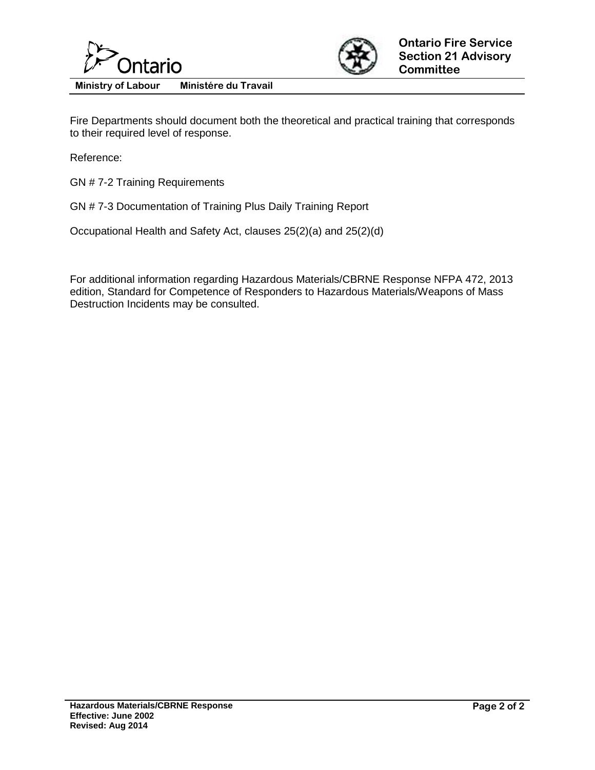Fire Departments should document both the theoretical and practical training that corresponds to their required level of response.

Reference:

GN # 7-2 Training Requirements

GN # 7-3 Documentation of Training Plus Daily Training Report

Occupational Health and Safety Act, clauses 25(2)(a) and 25(2)(d)

For additional information regarding Hazardous Materials/CBRNE Response NFPA 472, 2013 edition, Standard for Competence of Responders to Hazardous Materials/Weapons of Mass Destruction Incidents may be consulted.